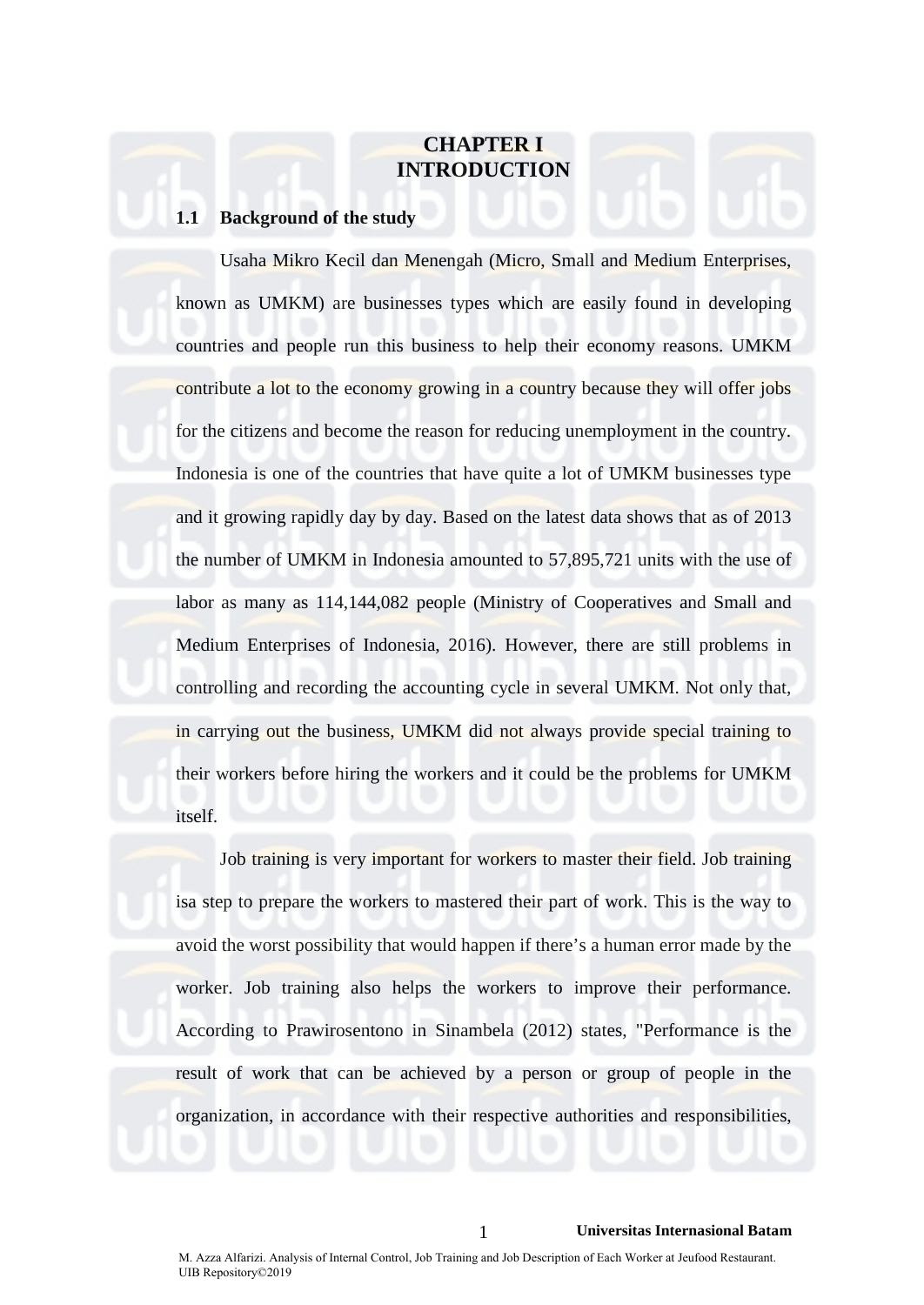# CHAPTER I
# INTRODUCTION

## 1.1 Background of the study

Usaha Mikro Kecil dan Menengah (Micro, Small and Medium Enterprises, known as UMKM) are businesses types which are easily found in developing countries and people run this business to help their economy reasons. UMKM contribute a lot to the economy growing in a country because they will offer jobs for the citizens and become the reason for reducing unemployment in the country. Indonesia is one of the countries that have quite a lot of UMKM businesses type and it growing rapidly day by day. Based on the latest data shows that as of 2013 the number of UMKM in Indonesia amounted to 57,895,721 units with the use of labor as many as 114,144,082 people (Ministry of Cooperatives and Small and Medium Enterprises of Indonesia, 2016). However, there are still problems in controlling and recording the accounting cycle in several UMKM. Not only that, in carrying out the business, UMKM did not always provide special training to their workers before hiring the workers and it could be the problems for UMKM itself.

Job training is very important for workers to master their field. Job training isa step to prepare the workers to mastered their part of work. This is the way to avoid the worst possibility that would happen if there's a human error made by the worker. Job training also helps the workers to improve their performance. According to Prawirosentono in Sinambela (2012) states, "Performance is the result of work that can be achieved by a person or group of people in the organization, in accordance with their respective authorities and responsibilities,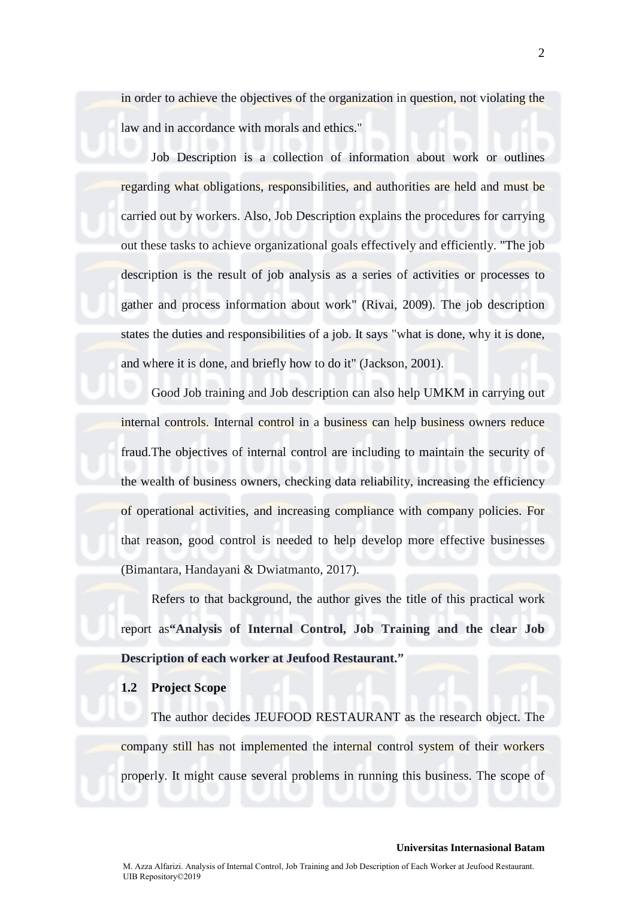in order to achieve the objectives of the organization in question, not violating the law and in accordance with morals and ethics."

Job Description is a collection of information about work or outlines regarding what obligations, responsibilities, and authorities are held and must be carried out by workers. Also, Job Description explains the procedures for carrying out these tasks to achieve organizational goals effectively and efficiently. "The job description is the result of job analysis as a series of activities or processes to gather and process information about work" (Rivai, 2009). The job description states the duties and responsibilities of a job. It says "what is done, why it is done, and where it is done, and briefly how to do it" (Jackson, 2001).

Good Job training and Job description can also help UMKM in carrying out internal controls. Internal control in a business can help business owners reduce fraud.The objectives of internal control are including to maintain the security of the wealth of business owners, checking data reliability, increasing the efficiency of operational activities, and increasing compliance with company policies. For that reason, good control is needed to help develop more effective businesses (Bimantara, Handayani & Dwiatmanto, 2017).

Refers to that background, the author gives the title of this practical work report as**"Analysis of Internal Control, Job Training and the clear Job Description of each worker at Jeufood Restaurant."**

## 1.2 Project Scope

The author decides JEUFOOD RESTAURANT as the research object. The company still has not implemented the internal control system of their workers properly. It might cause several problems in running this business. The scope of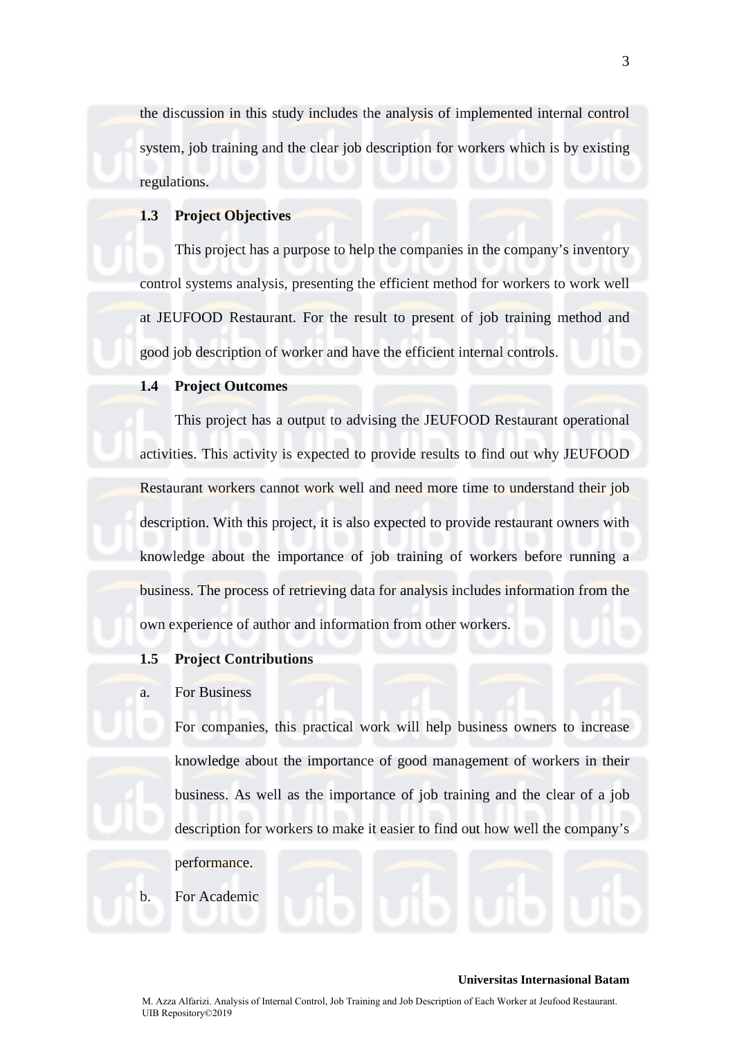the discussion in this study includes the analysis of implemented internal control system, job training and the clear job description for workers which is by existing regulations.

### 1.3 Project Objectives

This project has a purpose to help the companies in the company's inventory control systems analysis, presenting the efficient method for workers to work well at JEUFOOD Restaurant. For the result to present of job training method and good job description of worker and have the efficient internal controls.

### 1.4 Project Outcomes

This project has a output to advising the JEUFOOD Restaurant operational activities. This activity is expected to provide results to find out why JEUFOOD Restaurant workers cannot work well and need more time to understand their job description. With this project, it is also expected to provide restaurant owners with knowledge about the importance of job training of workers before running a business. The process of retrieving data for analysis includes information from the own experience of author and information from other workers.

### 1.5 Project Contributions

a. For Business

   For companies, this practical work will help business owners to increase knowledge about the importance of good management of workers in their business. As well as the importance of job training and the clear of a job description for workers to make it easier to find out how well the company's performance.

b. For Academic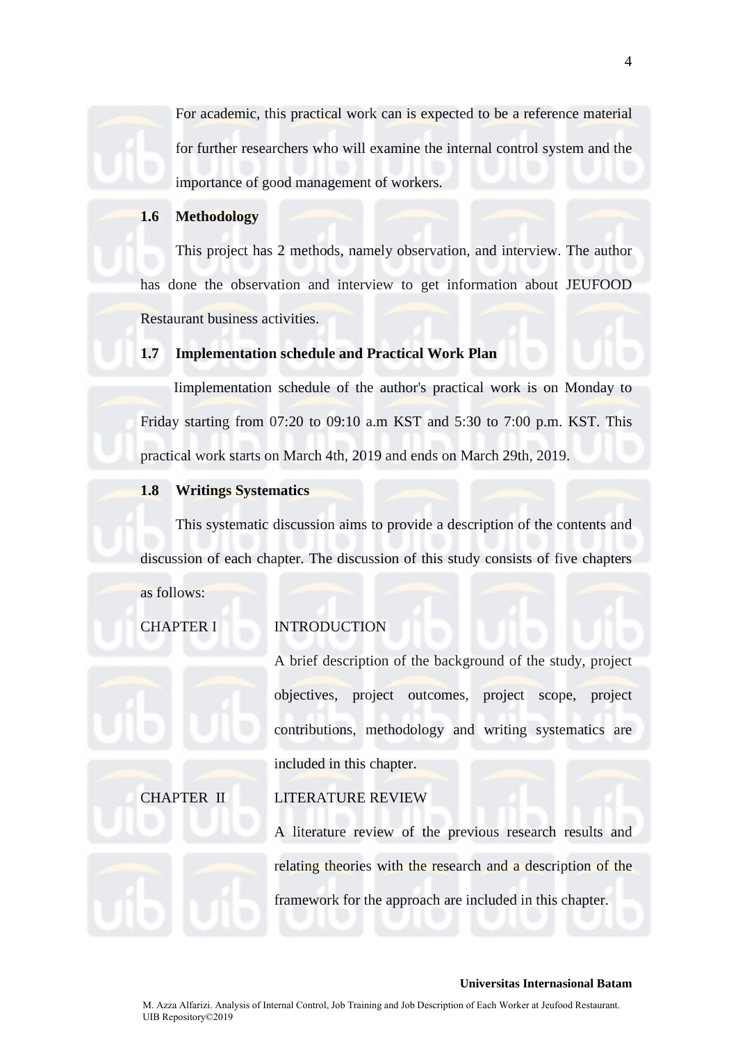For academic, this practical work can is expected to be a reference material for further researchers who will examine the internal control system and the importance of good management of workers.

### 1.6 Methodology

This project has 2 methods, namely observation, and interview. The author has done the observation and interview to get information about JEUFOOD Restaurant business activities.

### 1.7 Implementation schedule and Practical Work Plan

Iimplementation schedule of the author's practical work is on Monday to Friday starting from 07:20 to 09:10 a.m KST and 5:30 to 7:00 p.m. KST. This practical work starts on March 4th, 2019 and ends on March 29th, 2019.

### 1.8 Writings Systematics

This systematic discussion aims to provide a description of the contents and discussion of each chapter. The discussion of this study consists of five chapters as follows:

CHAPTER I INTRODUCTION

A brief description of the background of the study, project objectives, project outcomes, project scope, project contributions, methodology and writing systematics are included in this chapter.

CHAPTER II LITERATURE REVIEW

A literature review of the previous research results and relating theories with the research and a description of the framework for the approach are included in this chapter.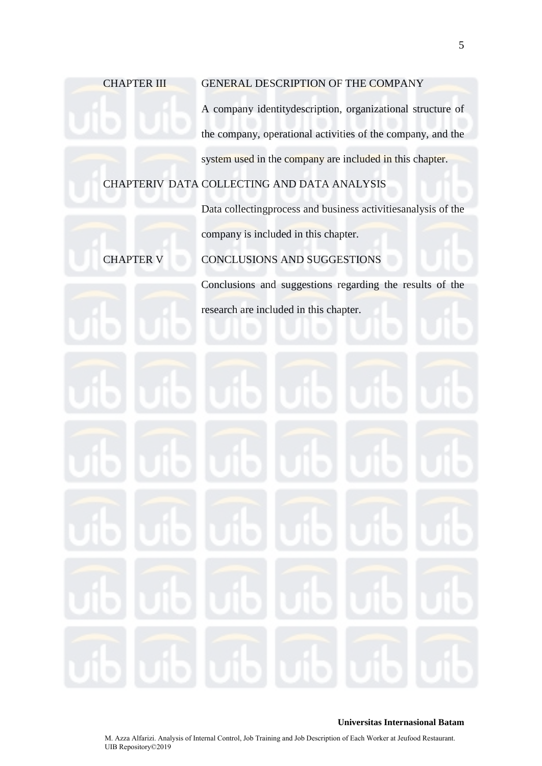CHAPTER III GENERAL DESCRIPTION OF THE COMPANY

A company identitydescription, organizational structure of the company, operational activities of the company, and the system used in the company are included in this chapter.

CHAPTERIV DATA COLLECTING AND DATA ANALYSIS

Data collectingprocess and business activitiesanalysis of the company is included in this chapter.

CHAPTER V CONCLUSIONS AND SUGGESTIONS

Conclusions and suggestions regarding the results of the research are included in this chapter.